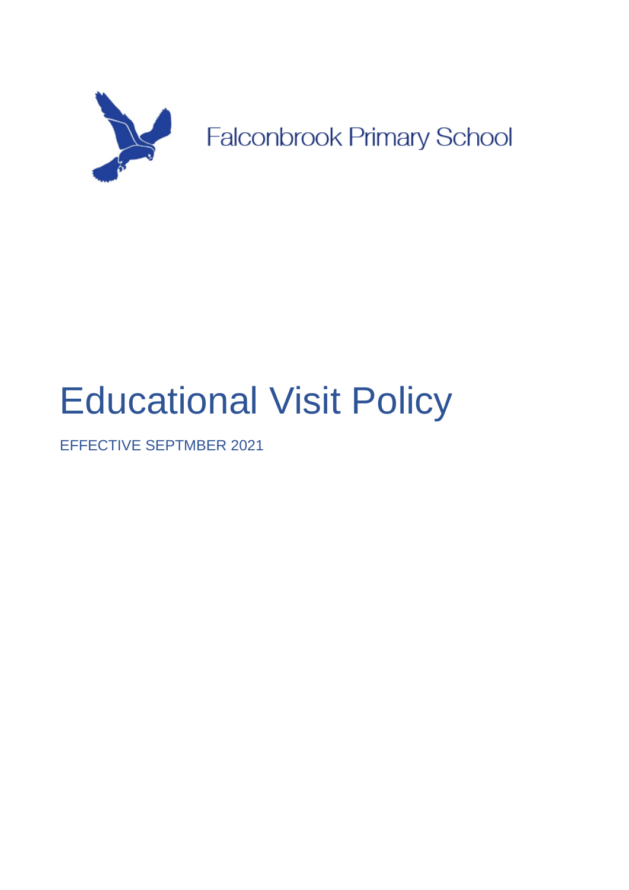Falconbrook Primary School

# Educational Visit Policy

EFFECTIVE SEPTMBER 2021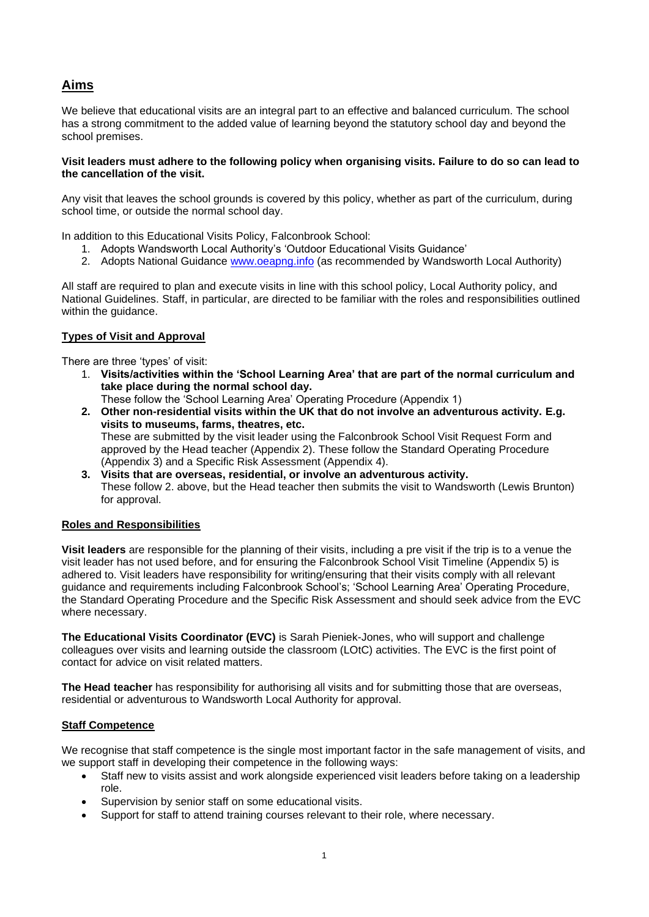## Aims

We believe that educational visits are an integral part to an effective and balanced curriculum. The school has a strong commitment to the added value of learning beyond the statutory school day and beyond the school premises.

**Visit leaders must adhere to the following policy when organising visits. Failure to do so can lead to the cancellation of the visit.**

Any visit that leaves the school grounds is covered by this policy, whether as part of the curriculum, during school time, or outside the normal school day.

In addition to this Educational Visits Policy, Falconbrook School:

1. Adopts Wandsworth Local Authority's 'Outdoor Educational Visits Guidance'
2. Adopts National Guidance [www.oeapng.info](www.oeapng.info) (as recommended by Wandsworth Local Authority)

All staff are required to plan and execute visits in line with this school policy, Local Authority policy, and National Guidelines. Staff, in particular, are directed to be familiar with the roles and responsibilities outlined within the guidance.

### Types of Visit and Approval

There are three 'types' of visit:

1. **Visits/activities within the 'School Learning Area' that are part of the normal curriculum and take place during the normal school day.**
   These follow the 'School Learning Area' Operating Procedure (Appendix 1)
2. **Other non-residential visits within the UK that do not involve an adventurous activity. E.g. visits to museums, farms, theatres, etc.**
   These are submitted by the visit leader using the Falconbrook School Visit Request Form and approved by the Head teacher (Appendix 2). These follow the Standard Operating Procedure (Appendix 3) and a Specific Risk Assessment (Appendix 4).
3. **Visits that are overseas, residential, or involve an adventurous activity.**
   These follow 2. above, but the Head teacher then submits the visit to Wandsworth (Lewis Brunton) for approval.

### Roles and Responsibilities

**Visit leaders** are responsible for the planning of their visits, including a pre visit if the trip is to a venue the visit leader has not used before, and for ensuring the Falconbrook School Visit Timeline (Appendix 5) is adhered to. Visit leaders have responsibility for writing/ensuring that their visits comply with all relevant guidance and requirements including Falconbrook School's; 'School Learning Area' Operating Procedure, the Standard Operating Procedure and the Specific Risk Assessment and should seek advice from the EVC where necessary.

**The Educational Visits Coordinator (EVC)** is Sarah Pieniek-Jones, who will support and challenge colleagues over visits and learning outside the classroom (LOtC) activities. The EVC is the first point of contact for advice on visit related matters.

**The Head teacher** has responsibility for authorising all visits and for submitting those that are overseas, residential or adventurous to Wandsworth Local Authority for approval.

### Staff Competence

We recognise that staff competence is the single most important factor in the safe management of visits, and we support staff in developing their competence in the following ways:

- Staff new to visits assist and work alongside experienced visit leaders before taking on a leadership role.
- Supervision by senior staff on some educational visits.
- Support for staff to attend training courses relevant to their role, where necessary.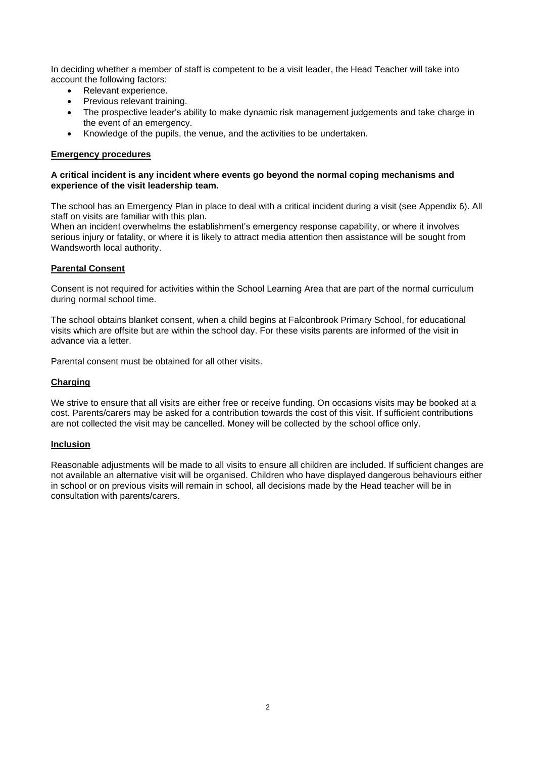In deciding whether a member of staff is competent to be a visit leader, the Head Teacher will take into account the following factors:

- Relevant experience.
- Previous relevant training.
- The prospective leader's ability to make dynamic risk management judgements and take charge in the event of an emergency.
- Knowledge of the pupils, the venue, and the activities to be undertaken.

## Emergency procedures

**A critical incident is any incident where events go beyond the normal coping mechanisms and experience of the visit leadership team.**

The school has an Emergency Plan in place to deal with a critical incident during a visit (see Appendix 6). All staff on visits are familiar with this plan.
When an incident overwhelms the establishment's emergency response capability, or where it involves serious injury or fatality, or where it is likely to attract media attention then assistance will be sought from Wandsworth local authority.

## Parental Consent

Consent is not required for activities within the School Learning Area that are part of the normal curriculum during normal school time.

The school obtains blanket consent, when a child begins at Falconbrook Primary School, for educational visits which are offsite but are within the school day. For these visits parents are informed of the visit in advance via a letter.

Parental consent must be obtained for all other visits.

## Charging

We strive to ensure that all visits are either free or receive funding. On occasions visits may be booked at a cost. Parents/carers may be asked for a contribution towards the cost of this visit. If sufficient contributions are not collected the visit may be cancelled. Money will be collected by the school office only.

## Inclusion

Reasonable adjustments will be made to all visits to ensure all children are included. If sufficient changes are not available an alternative visit will be organised. Children who have displayed dangerous behaviours either in school or on previous visits will remain in school, all decisions made by the Head teacher will be in consultation with parents/carers.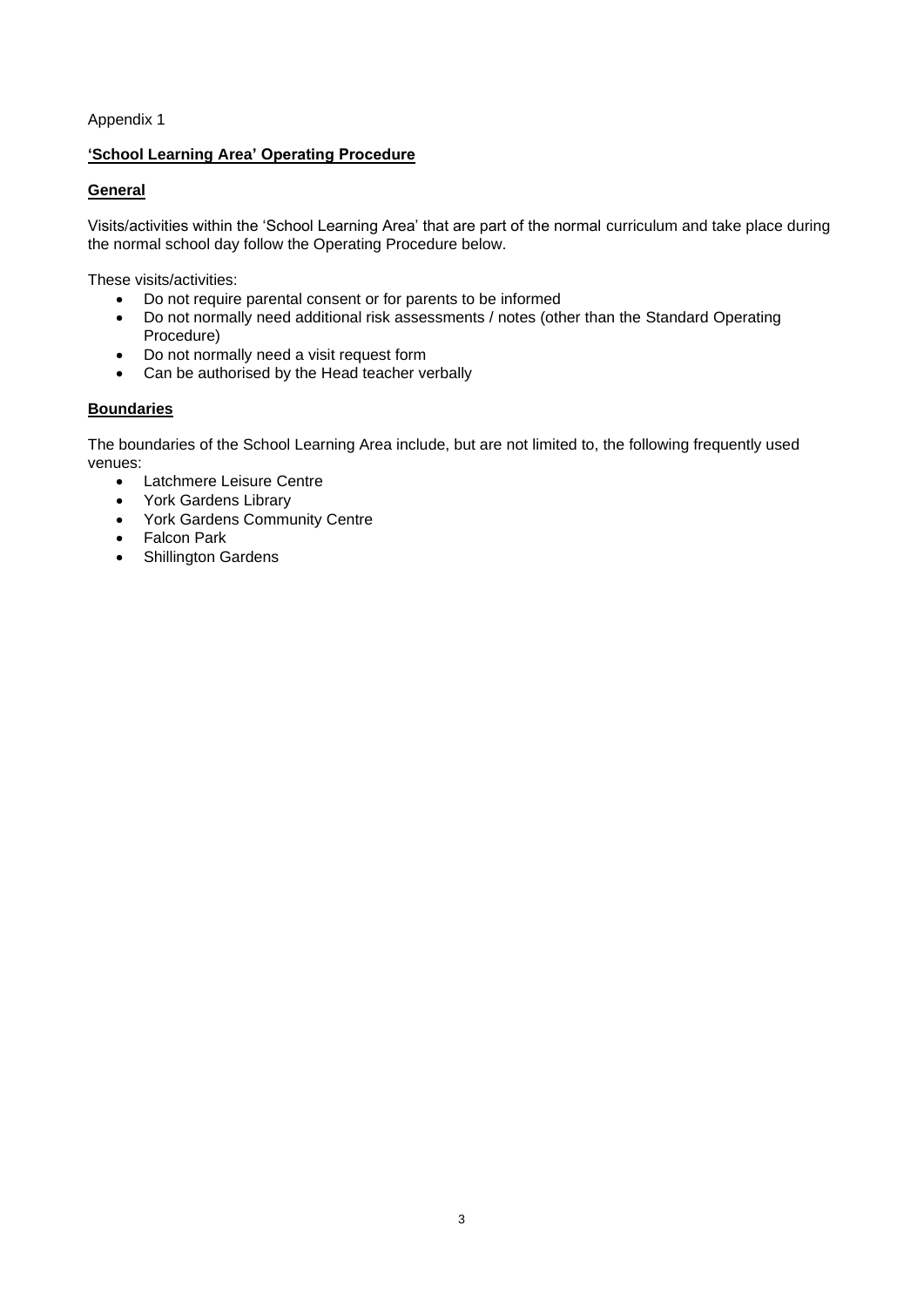Appendix 1

## **'School Learning Area' Operating Procedure**

### **General**

Visits/activities within the 'School Learning Area' that are part of the normal curriculum and take place during the normal school day follow the Operating Procedure below.

These visits/activities:

- Do not require parental consent or for parents to be informed
- Do not normally need additional risk assessments / notes (other than the Standard Operating Procedure)
- Do not normally need a visit request form
- Can be authorised by the Head teacher verbally

### **Boundaries**

The boundaries of the School Learning Area include, but are not limited to, the following frequently used venues:

- Latchmere Leisure Centre
- York Gardens Library
- York Gardens Community Centre
- Falcon Park
- Shillington Gardens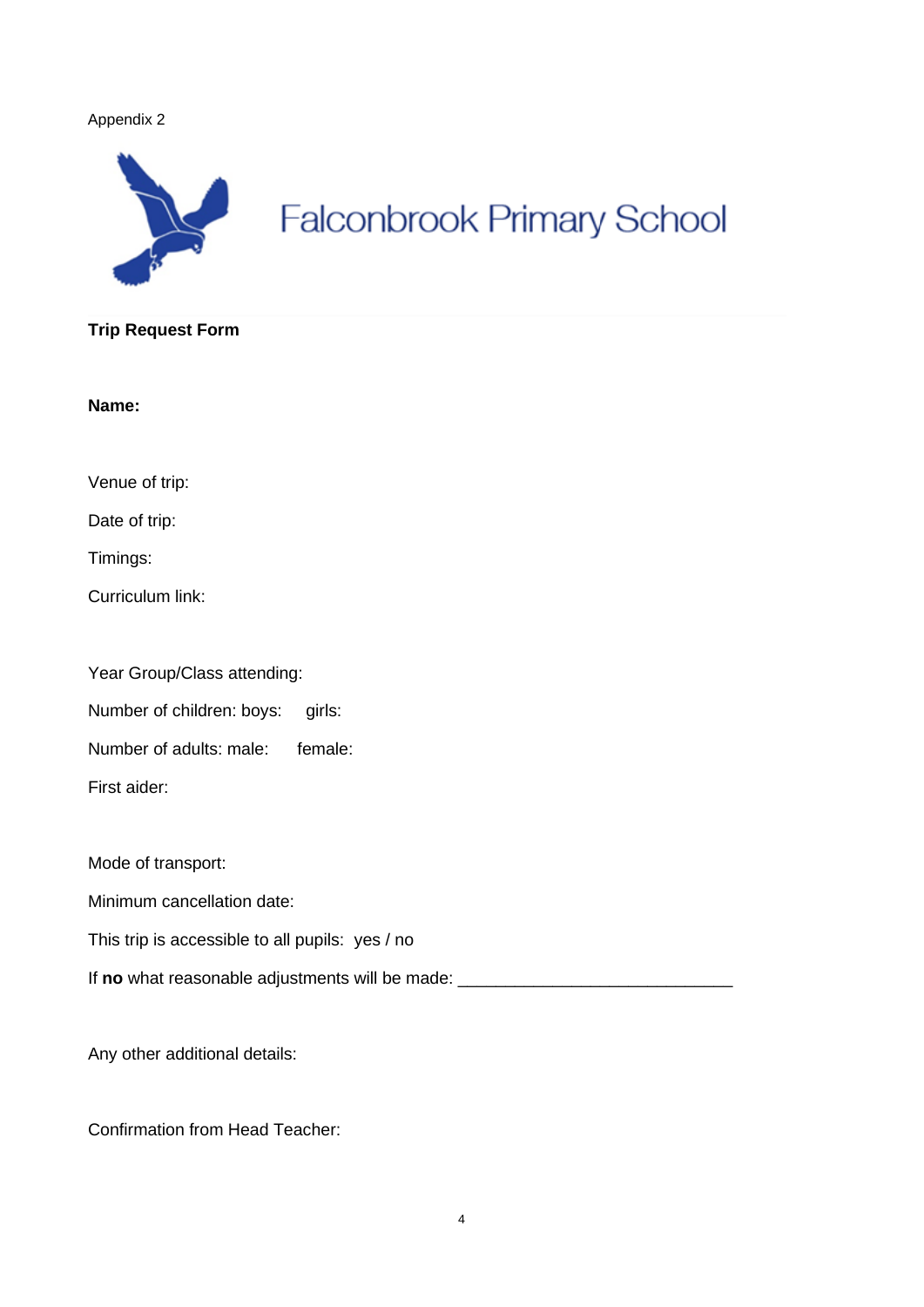Appendix 2

# Falconbrook Primary School

**Trip Request Form**

**Name:**

Venue of trip:

Date of trip:

Timings:

Curriculum link:

Year Group/Class attending:

Number of children: boys:     girls:

Number of adults: male:     female:

First aider:

Mode of transport:

Minimum cancellation date:

This trip is accessible to all pupils:  yes / no

If **no** what reasonable adjustments will be made: ______________________________

Any other additional details:

Confirmation from Head Teacher: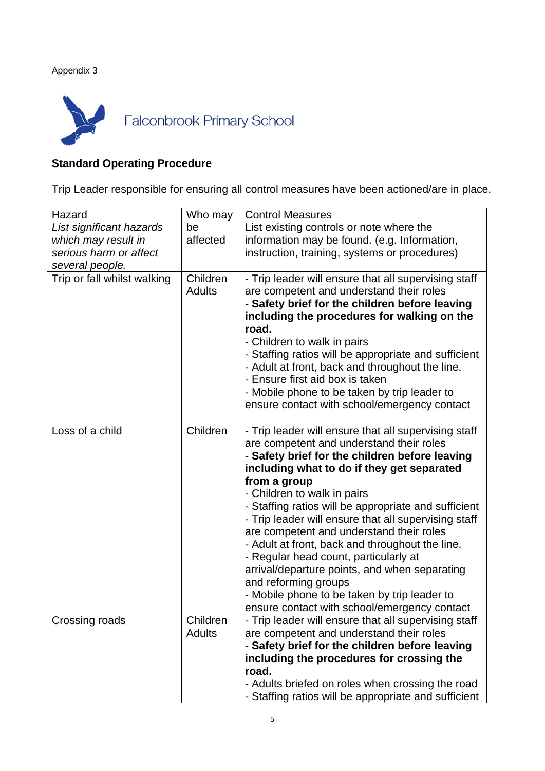Appendix 3

Falconbrook Primary School

**Standard Operating Procedure**

Trip Leader responsible for ensuring all control measures have been actioned/are in place.

| Hazard<br>*List significant hazards which may result in serious harm or affect several people.* | Who may be affected | Control Measures<br>List existing controls or note where the information may be found. (e.g. Information, instruction, training, systems or procedures) |
|---|---|---|
| Trip or fall whilst walking | Children<br>Adults | - Trip leader will ensure that all supervising staff are competent and understand their roles<br>**- Safety brief for the children before leaving including the procedures for walking on the road.**<br>- Children to walk in pairs<br>- Staffing ratios will be appropriate and sufficient<br>- Adult at front, back and throughout the line.<br>- Ensure first aid box is taken<br>- Mobile phone to be taken by trip leader to ensure contact with school/emergency contact |
| Loss of a child | Children | - Trip leader will ensure that all supervising staff are competent and understand their roles<br>**- Safety brief for the children before leaving including what to do if they get separated from a group**<br>- Children to walk in pairs<br>- Staffing ratios will be appropriate and sufficient<br>- Trip leader will ensure that all supervising staff are competent and understand their roles<br>- Adult at front, back and throughout the line.<br>- Regular head count, particularly at arrival/departure points, and when separating and reforming groups<br>- Mobile phone to be taken by trip leader to ensure contact with school/emergency contact |
| Crossing roads | Children<br>Adults | - Trip leader will ensure that all supervising staff are competent and understand their roles<br>**- Safety brief for the children before leaving including the procedures for crossing the road.**<br>- Adults briefed on roles when crossing the road<br>- Staffing ratios will be appropriate and sufficient |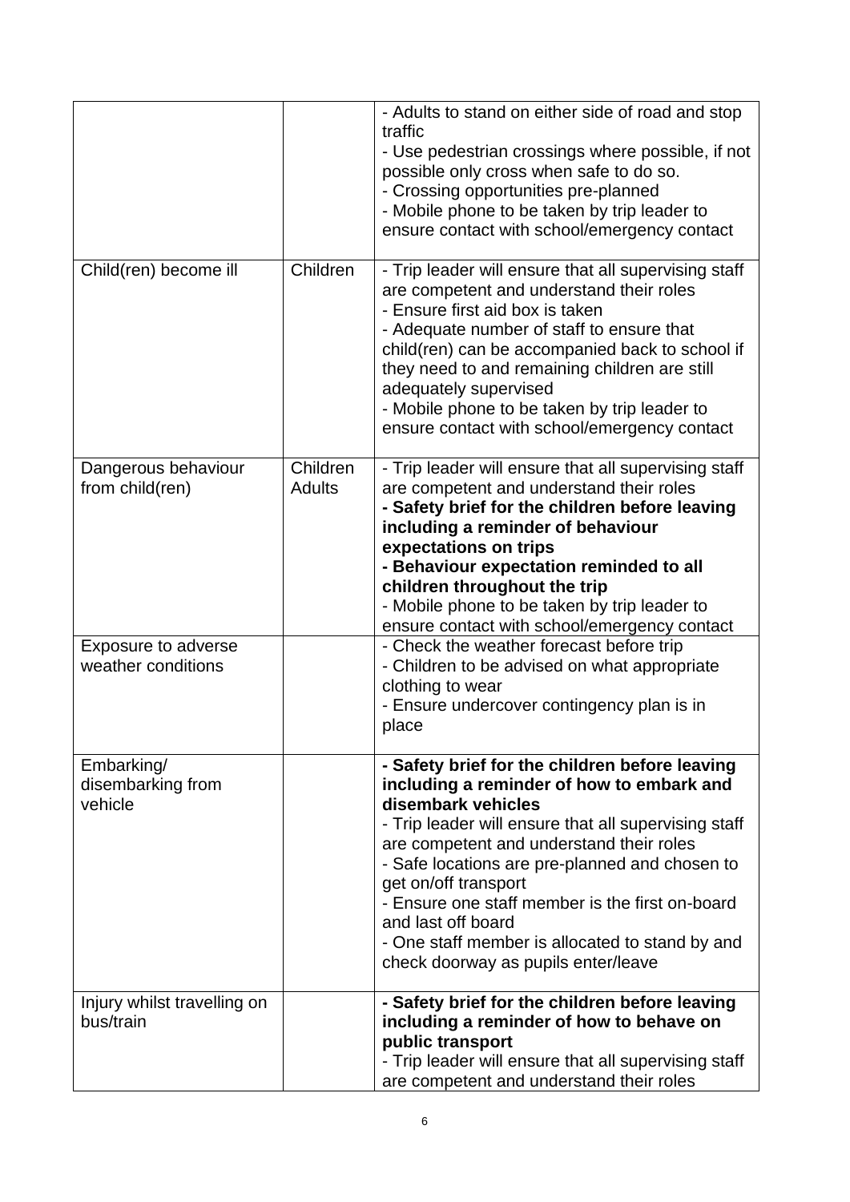| | | |
|---|---|---|
| | | - Adults to stand on either side of road and stop traffic<br>- Use pedestrian crossings where possible, if not possible only cross when safe to do so.<br>- Crossing opportunities pre-planned<br>- Mobile phone to be taken by trip leader to ensure contact with school/emergency contact |
| Child(ren) become ill | Children | - Trip leader will ensure that all supervising staff are competent and understand their roles<br>- Ensure first aid box is taken<br>- Adequate number of staff to ensure that child(ren) can be accompanied back to school if they need to and remaining children are still adequately supervised<br>- Mobile phone to be taken by trip leader to ensure contact with school/emergency contact |
| Dangerous behaviour from child(ren) | Children<br>Adults | - Trip leader will ensure that all supervising staff are competent and understand their roles<br>**- Safety brief for the children before leaving including a reminder of behaviour expectations on trips**<br>**- Behaviour expectation reminded to all children throughout the trip**<br>- Mobile phone to be taken by trip leader to ensure contact with school/emergency contact |
| Exposure to adverse weather conditions | | - Check the weather forecast before trip<br>- Children to be advised on what appropriate clothing to wear<br>- Ensure undercover contingency plan is in place |
| Embarking/ disembarking from vehicle | | **- Safety brief for the children before leaving including a reminder of how to embark and disembark vehicles**<br>- Trip leader will ensure that all supervising staff are competent and understand their roles<br>- Safe locations are pre-planned and chosen to get on/off transport<br>- Ensure one staff member is the first on-board and last off board<br>- One staff member is allocated to stand by and check doorway as pupils enter/leave |
| Injury whilst travelling on bus/train | | **- Safety brief for the children before leaving including a reminder of how to behave on public transport**<br>- Trip leader will ensure that all supervising staff are competent and understand their roles |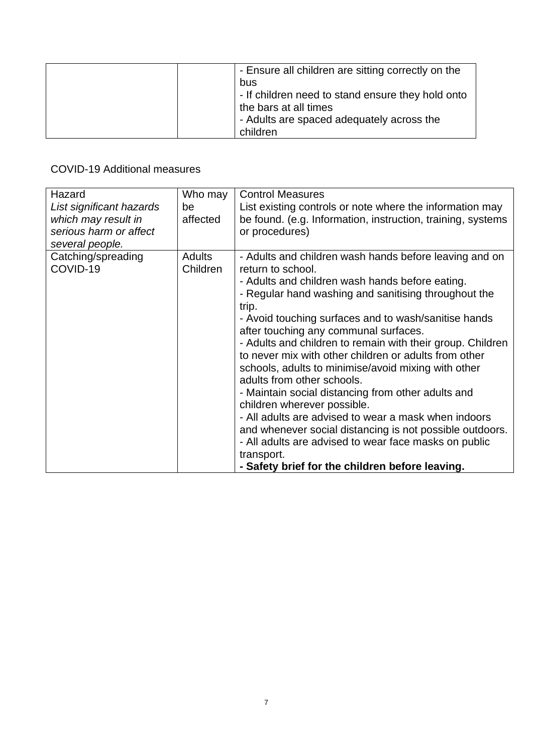| | | - Ensure all children are sitting correctly on the bus<br>- If children need to stand ensure they hold onto the bars at all times<br>- Adults are spaced adequately across the children |
|---|---|---|

COVID-19 Additional measures

| Hazard<br>*List significant hazards which may result in serious harm or affect several people.* | Who may be affected | Control Measures<br>List existing controls or note where the information may be found. (e.g. Information, instruction, training, systems or procedures) |
|---|---|---|
| Catching/spreading COVID-19 | Adults<br>Children | - Adults and children wash hands before leaving and on return to school.<br>- Adults and children wash hands before eating.<br>- Regular hand washing and sanitising throughout the trip.<br>- Avoid touching surfaces and to wash/sanitise hands after touching any communal surfaces.<br>- Adults and children to remain with their group. Children to never mix with other children or adults from other schools, adults to minimise/avoid mixing with other adults from other schools.<br>- Maintain social distancing from other adults and children wherever possible.<br>- All adults are advised to wear a mask when indoors and whenever social distancing is not possible outdoors.<br>- All adults are advised to wear face masks on public transport.<br>**- Safety brief for the children before leaving.** |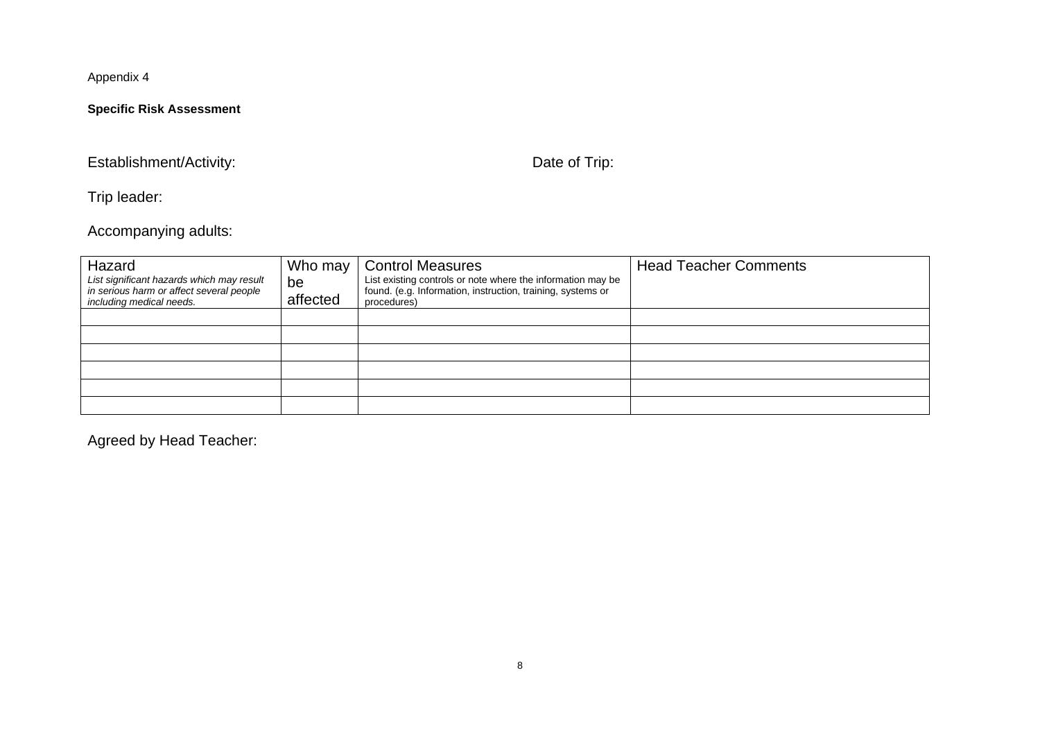Appendix 4

**Specific Risk Assessment**

Establishment/Activity: Date of Trip:

Trip leader:

Accompanying adults:

| Hazard<br>*List significant hazards which may result in serious harm or affect several people including medical needs.* | Who may be affected | Control Measures<br>List existing controls or note where the information may be found. (e.g. Information, instruction, training, systems or procedures) | Head Teacher Comments |
|---|---|---|---|
| | | | |
| | | | |
| | | | |
| | | | |
| | | | |
| | | | |

Agreed by Head Teacher: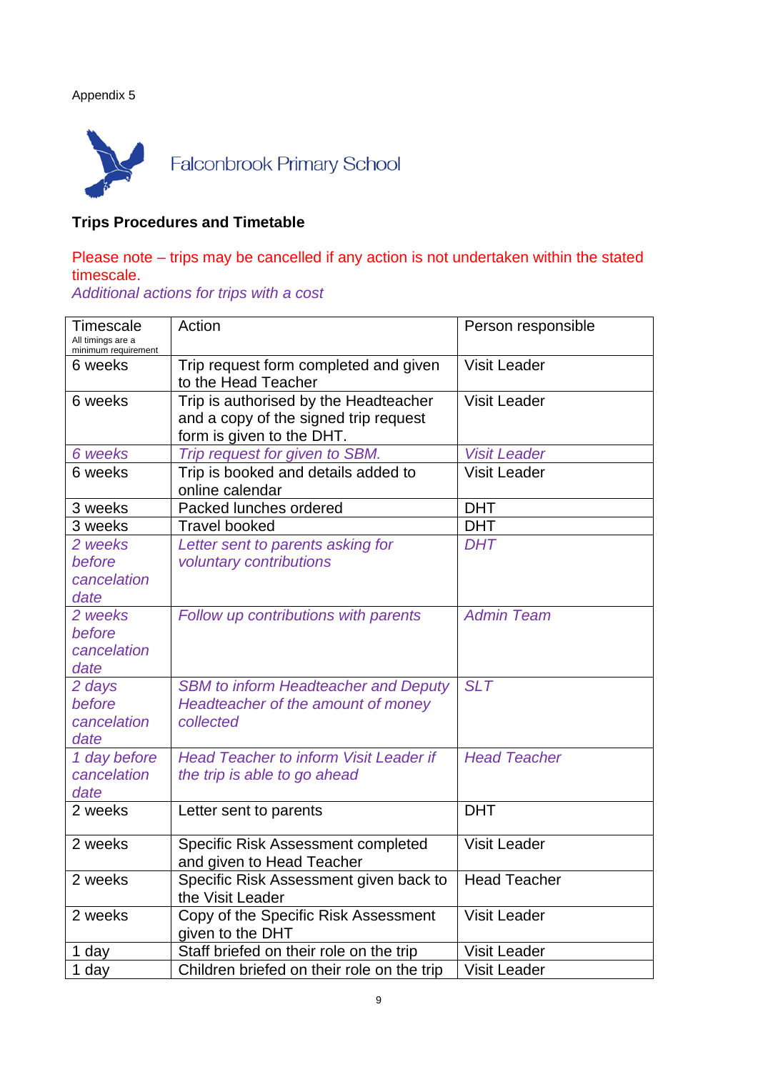Appendix 5

Falconbrook Primary School

**Trips Procedures and Timetable**

Please note – trips may be cancelled if any action is not undertaken within the stated timescale.

*Additional actions for trips with a cost*

| Timescale<br>All timings are a minimum requirement | Action | Person responsible |
|---|---|---|
| 6 weeks | Trip request form completed and given to the Head Teacher | Visit Leader |
| 6 weeks | Trip is authorised by the Headteacher and a copy of the signed trip request form is given to the DHT. | Visit Leader |
| *6 weeks* | *Trip request for given to SBM.* | *Visit Leader* |
| 6 weeks | Trip is booked and details added to online calendar | Visit Leader |
| 3 weeks | Packed lunches ordered | DHT |
| 3 weeks | Travel booked | DHT |
| *2 weeks before cancelation date* | *Letter sent to parents asking for voluntary contributions* | *DHT* |
| *2 weeks before cancelation date* | *Follow up contributions with parents* | *Admin Team* |
| *2 days before cancelation date* | *SBM to inform Headteacher and Deputy Headteacher of the amount of money collected* | *SLT* |
| *1 day before cancelation date* | *Head Teacher to inform Visit Leader if the trip is able to go ahead* | *Head Teacher* |
| 2 weeks | Letter sent to parents | DHT |
| 2 weeks | Specific Risk Assessment completed and given to Head Teacher | Visit Leader |
| 2 weeks | Specific Risk Assessment given back to the Visit Leader | Head Teacher |
| 2 weeks | Copy of the Specific Risk Assessment given to the DHT | Visit Leader |
| 1 day | Staff briefed on their role on the trip | Visit Leader |
| 1 day | Children briefed on their role on the trip | Visit Leader |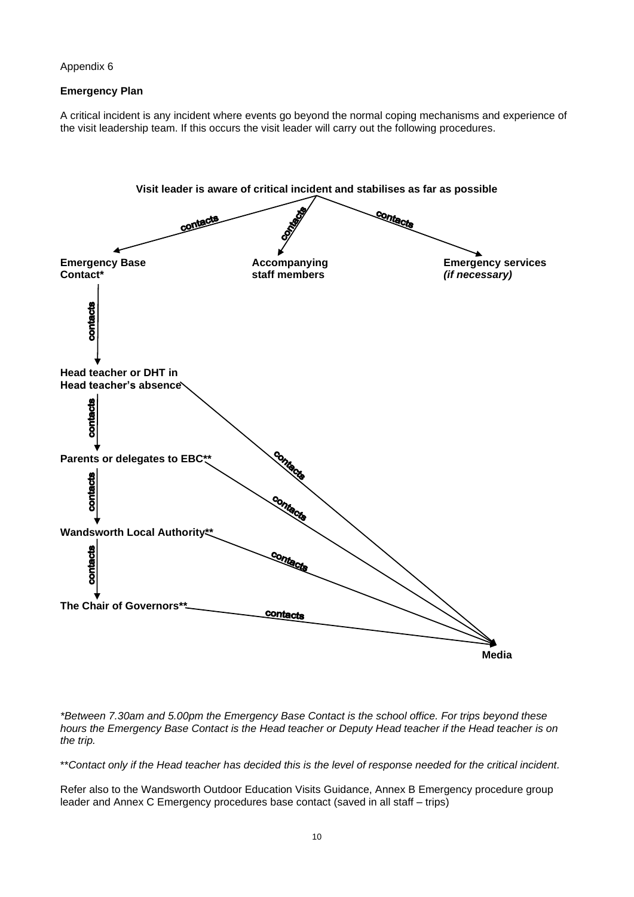Appendix 6

**Emergency Plan**

A critical incident is any incident where events go beyond the normal coping mechanisms and experience of the visit leadership team. If this occurs the visit leader will carry out the following procedures.

**Visit leader is aware of critical incident and stabilises as far as possible**

- contacts → **Emergency Base Contact***
- contacts → **Accompanying staff members**
- contacts → **Emergency services** ***(if necessary)***

**Emergency Base Contact*** — contacts → **Head teacher or DHT in Head teacher's absence**

**Head teacher or DHT in Head teacher's absence** — contacts → **Parents or delegates to EBC****; contacts → **Media**

**Parents or delegates to EBC**** — contacts → **Wandsworth Local Authority****; contacts → **Media**

**Wandsworth Local Authority**** — contacts → **The Chair of Governors****; contacts → **Media**

**The Chair of Governors**** — contacts → **Media**

*\*Between 7.30am and 5.00pm the Emergency Base Contact is the school office. For trips beyond these hours the Emergency Base Contact is the Head teacher or Deputy Head teacher if the Head teacher is on the trip.*

*\*\*Contact only if the Head teacher has decided this is the level of response needed for the critical incident.*

Refer also to the Wandsworth Outdoor Education Visits Guidance, Annex B Emergency procedure group leader and Annex C Emergency procedures base contact (saved in all staff – trips)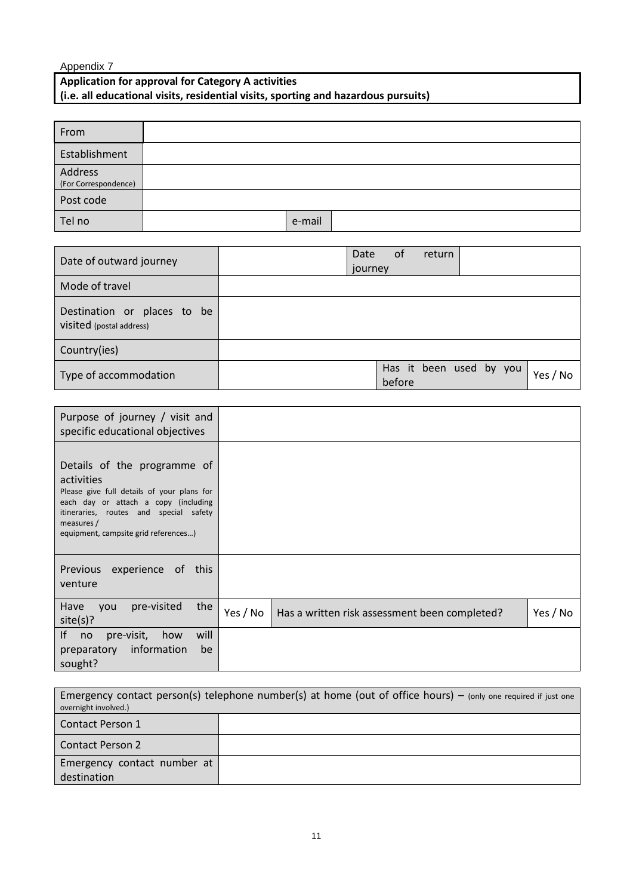Appendix 7

**Application for approval for Category A activities**
**(i.e. all educational visits, residential visits, sporting and hazardous pursuits)**

| From | | | |
|---|---|---|---|
| Establishment | | | |
| Address (For Correspondence) | | | |
| Post code | | | |
| Tel no | | e-mail | |

| Date of outward journey | | Date of return journey | | |
|---|---|---|---|---|
| Mode of travel | | | | |
| Destination or places to be visited (postal address) | | | | |
| Country(ies) | | | | |
| Type of accommodation | | Has it been used by you before | | Yes / No |

| Purpose of journey / visit and specific educational objectives | | | |
|---|---|---|---|
| Details of the programme of activities<br>Please give full details of your plans for each day or attach a copy (including itineraries, routes and special safety measures / equipment, campsite grid references…) | | | |
| Previous experience of this venture | | | |
| Have you pre-visited the site(s)? | Yes / No | Has a written risk assessment been completed? | Yes / No |
| If no pre-visit, how will preparatory information be sought? | | | |

| Emergency contact person(s) telephone number(s) at home (out of office hours) – (only one required if just one overnight involved.) | |
|---|---|
| Contact Person 1 | |
| Contact Person 2 | |
| Emergency contact number at destination | |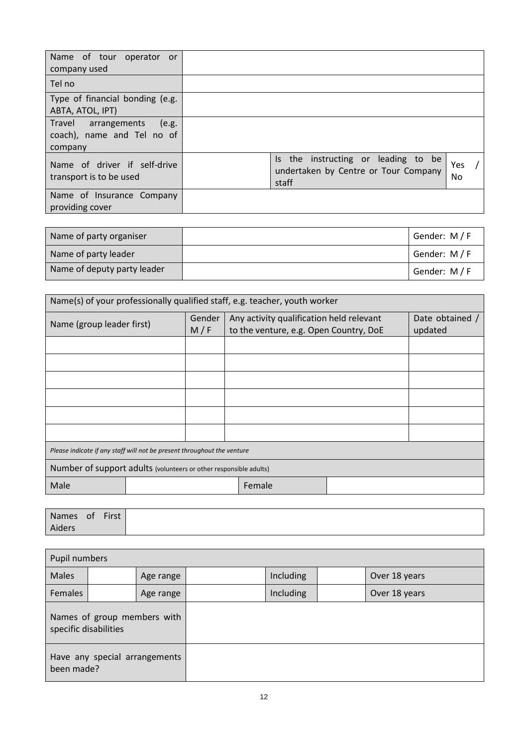| Name of tour operator or company used | | | |
|---|---|---|---|
| Tel no | | | |
| Type of financial bonding (e.g. ABTA, ATOL, IPT) | | | |
| Travel arrangements (e.g. coach), name and Tel no of company | | | |
| Name of driver if self-drive transport is to be used | | Is the instructing or leading to be undertaken by Centre or Tour Company staff | Yes / No |
| Name of Insurance Company providing cover | | | |

| Name of party organiser | | Gender: M / F |
|---|---|---|
| Name of party leader | | Gender: M / F |
| Name of deputy party leader | | Gender: M / F |

| Name(s) of your professionally qualified staff, e.g. teacher, youth worker | | | | |
|---|---|---|---|---|
| Name (group leader first) | Gender M / F | Any activity qualification held relevant to the venture, e.g. Open Country, DoE | | Date obtained / updated |
| | | | | |
| | | | | |
| | | | | |
| | | | | |
| | | | | |
| | | | | |
| *Please indicate if any staff will not be present throughout the venture* | | | | |
| Number of support adults (volunteers or other responsible adults) | | | | |
| Male | | Female | | |

| Names of First Aiders | |
|---|---|

| Pupil numbers | | | | | | |
|---|---|---|---|---|---|---|
| Males | | Age range | | Including | | Over 18 years |
| Females | | Age range | | Including | | Over 18 years |
| Names of group members with specific disabilities | | | | | | |
| Have any special arrangements been made? | | | | | | |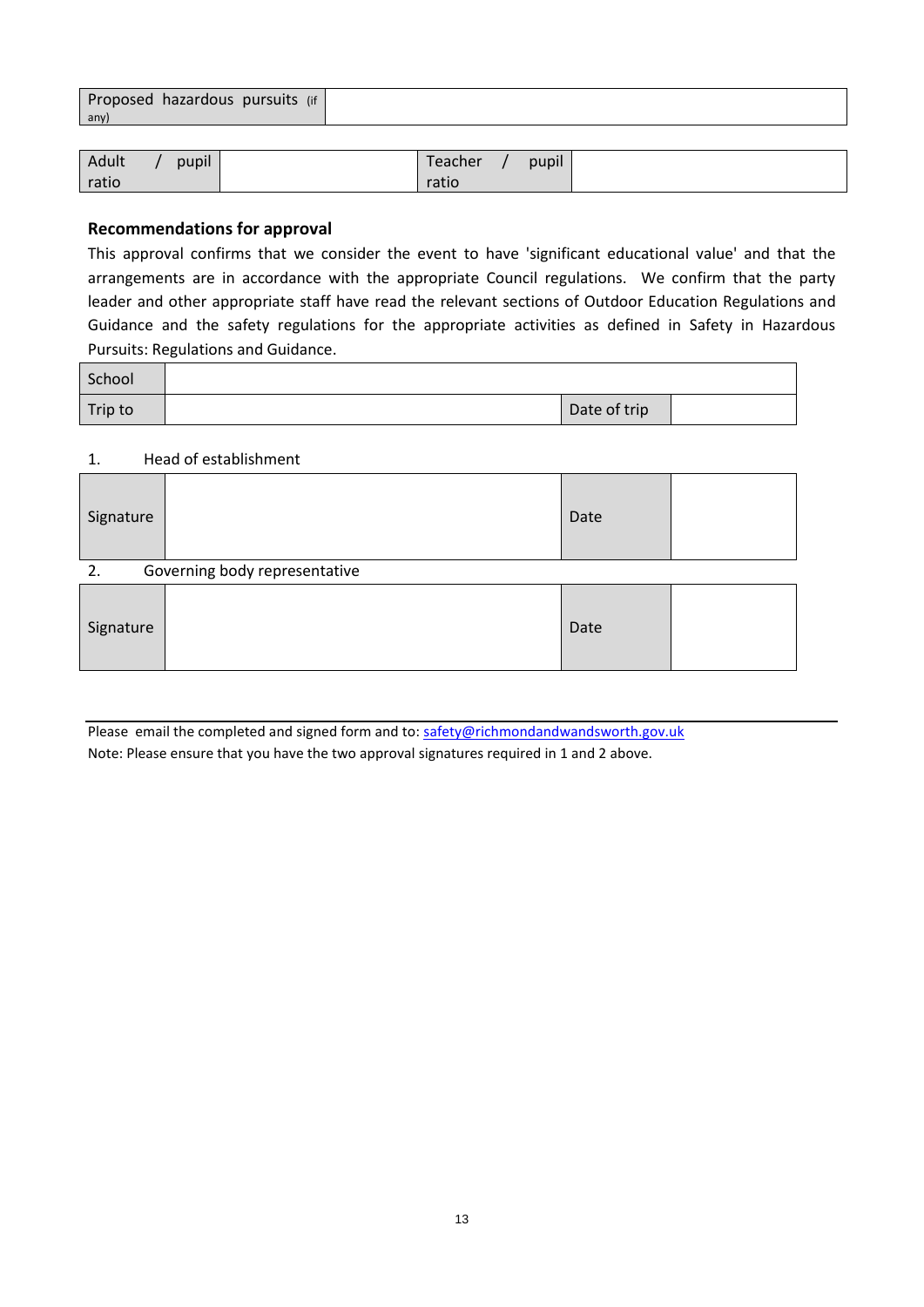| | |
|---|---|
| Proposed hazardous pursuits (if any) | |

| | | | |
|---|---|---|---|
| Adult / pupil ratio | | Teacher / pupil ratio | |

**Recommendations for approval**

This approval confirms that we consider the event to have 'significant educational value' and that the arrangements are in accordance with the appropriate Council regulations. We confirm that the party leader and other appropriate staff have read the relevant sections of Outdoor Education Regulations and Guidance and the safety regulations for the appropriate activities as defined in Safety in Hazardous Pursuits: Regulations and Guidance.

| | | | |
|---|---|---|---|
| School | | | |
| Trip to | | Date of trip | |

1. Head of establishment

| | | | |
|---|---|---|---|
| Signature | | Date | |

2. Governing body representative

| | | | |
|---|---|---|---|
| Signature | | Date | |

Please email the completed and signed form and to: safety@richmondandwandsworth.gov.uk

Note: Please ensure that you have the two approval signatures required in 1 and 2 above.